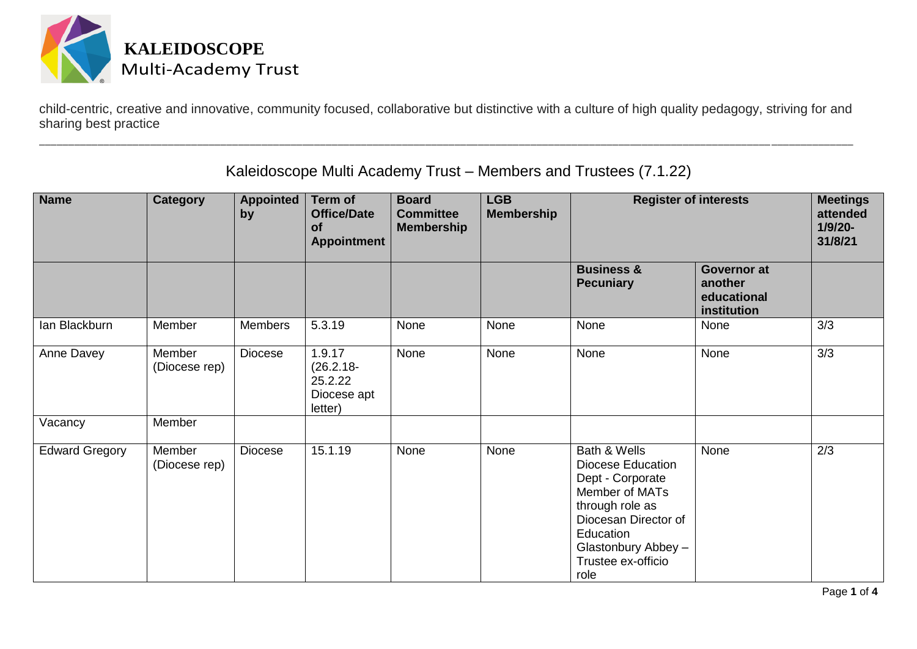**KALEIDOSCOPE**
Multi-Academy Trust

child-centric, creative and innovative, community focused, collaborative but distinctive with a culture of high quality pedagogy, striving for and sharing best practice

---

## Kaleidoscope Multi Academy Trust – Members and Trustees (7.1.22)

| Name | Category | Appointed by | Term of Office/Date of Appointment | Board Committee Membership | LGB Membership | Register of interests | | Meetings attended 1/9/20-31/8/21 |
|---|---|---|---|---|---|---|---|---|
| | | | | | | **Business & Pecuniary** | **Governor at another educational institution** | |
| Ian Blackburn | Member | Members | 5.3.19 | None | None | None | None | 3/3 |
| Anne Davey | Member (Diocese rep) | Diocese | 1.9.17 (26.2.18-25.2.22 Diocese apt letter) | None | None | None | None | 3/3 |
| Vacancy | Member | | | | | | | |
| Edward Gregory | Member (Diocese rep) | Diocese | 15.1.19 | None | None | Bath & Wells Diocese Education Dept - Corporate Member of MATs through role as Diocesan Director of Education Glastonbury Abbey – Trustee ex-officio role | None | 2/3 |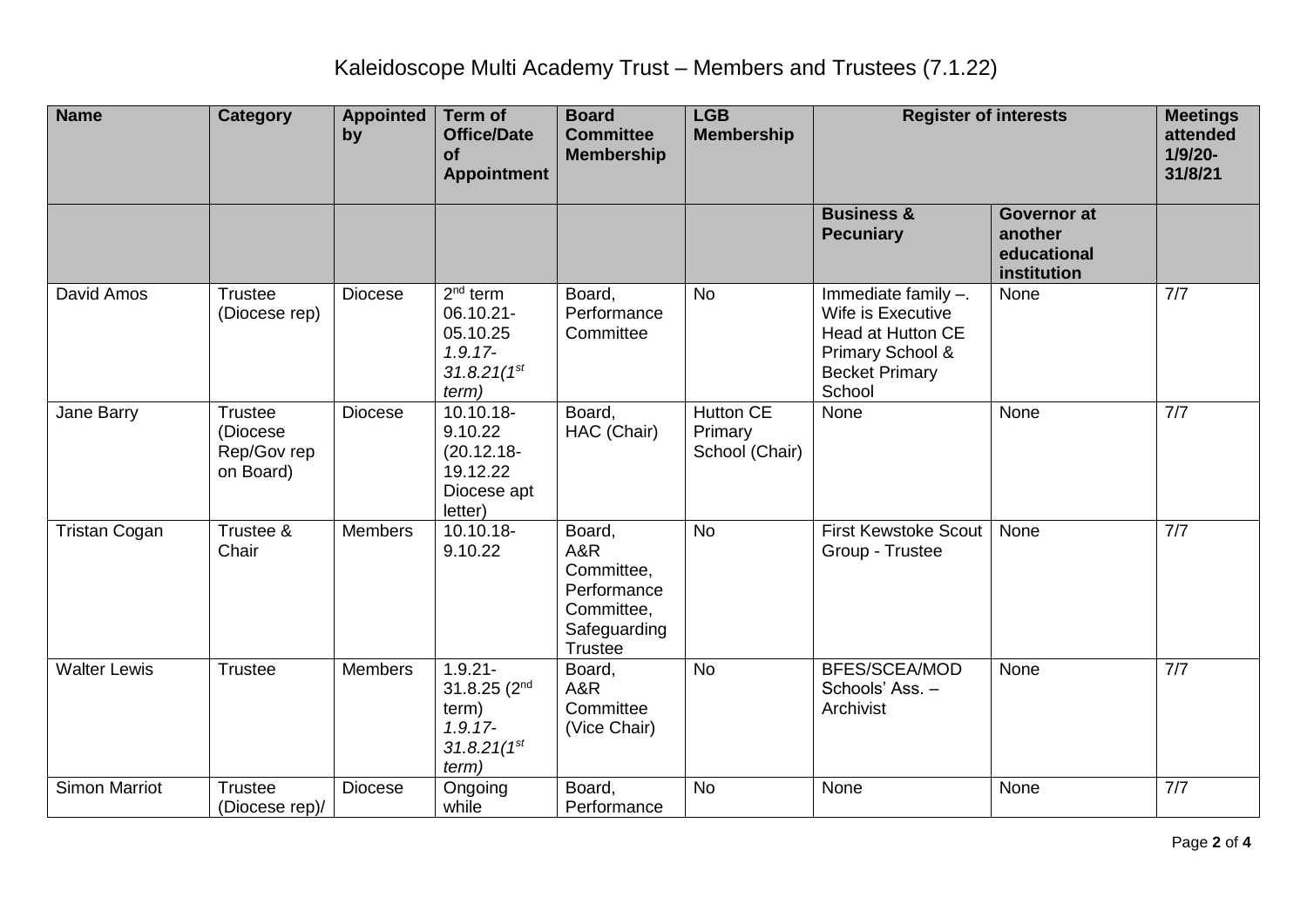# Kaleidoscope Multi Academy Trust – Members and Trustees (7.1.22)

| Name | Category | Appointed by | Term of Office/Date of Appointment | Board Committee Membership | LGB Membership | Register of interests | | Meetings attended 1/9/20-31/8/21 |
|---|---|---|---|---|---|---|---|---|
| | | | | | | **Business & Pecuniary** | **Governor at another educational institution** | |
| David Amos | Trustee (Diocese rep) | Diocese | 2nd term 06.10.21-05.10.25 *1.9.17-31.8.21(1st term)* | Board, Performance Committee | No | Immediate family –. Wife is Executive Head at Hutton CE Primary School & Becket Primary School | None | 7/7 |
| Jane Barry | Trustee (Diocese Rep/Gov rep on Board) | Diocese | 10.10.18-9.10.22 (20.12.18-19.12.22 Diocese apt letter) | Board, HAC (Chair) | Hutton CE Primary School (Chair) | None | None | 7/7 |
| Tristan Cogan | Trustee & Chair | Members | 10.10.18-9.10.22 | Board, A&R Committee, Performance Committee, Safeguarding Trustee | No | First Kewstoke Scout Group - Trustee | None | 7/7 |
| Walter Lewis | Trustee | Members | 1.9.21-31.8.25 (2nd term) *1.9.17-31.8.21(1st term)* | Board, A&R Committee (Vice Chair) | No | BFES/SCEA/MOD Schools' Ass. – Archivist | None | 7/7 |
| Simon Marriot | Trustee (Diocese rep)/ | Diocese | Ongoing while | Board, Performance | No | None | None | 7/7 |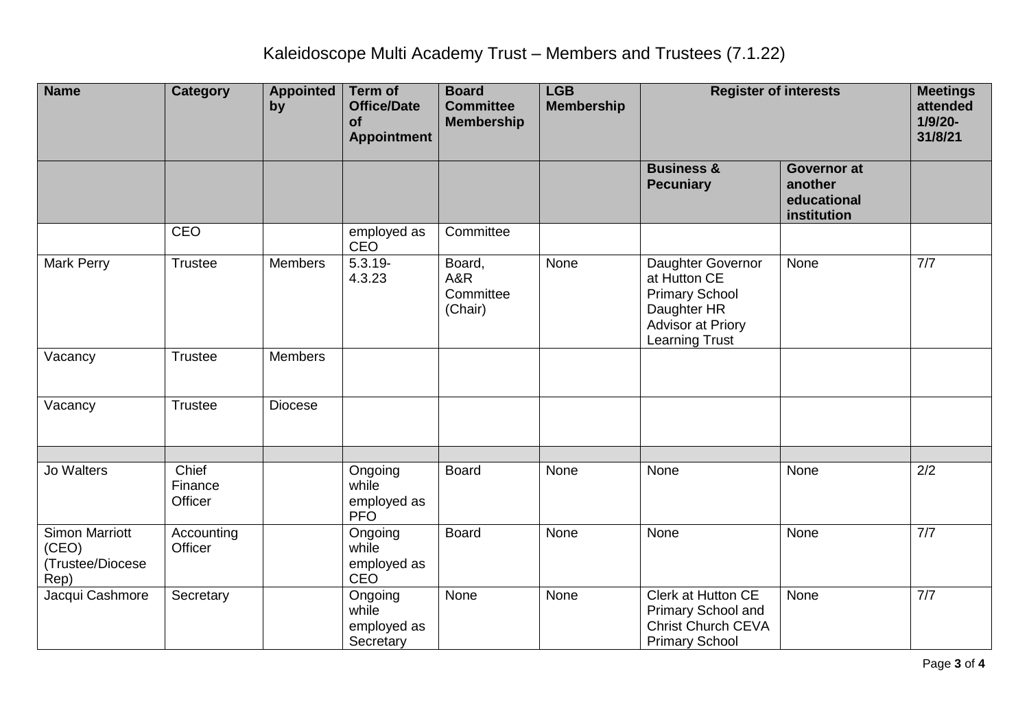# Kaleidoscope Multi Academy Trust – Members and Trustees (7.1.22)

| Name | Category | Appointed by | Term of Office/Date of Appointment | Board Committee Membership | LGB Membership | Register of interests | | Meetings attended 1/9/20-31/8/21 |
|---|---|---|---|---|---|---|---|---|
| | | | | | | Business & Pecuniary | Governor at another educational institution | |
| | CEO | | employed as CEO | Committee | | | | |
| Mark Perry | Trustee | Members | 5.3.19-4.3.23 | Board, A&R Committee (Chair) | None | Daughter Governor at Hutton CE Primary School Daughter HR Advisor at Priory Learning Trust | None | 7/7 |
| Vacancy | Trustee | Members | | | | | | |
| Vacancy | Trustee | Diocese | | | | | | |
| | | | | | | | | |
| Jo Walters | Chief Finance Officer | | Ongoing while employed as PFO | Board | None | None | None | 2/2 |
| Simon Marriott (CEO) (Trustee/Diocese Rep) | Accounting Officer | | Ongoing while employed as CEO | Board | None | None | None | 7/7 |
| Jacqui Cashmore | Secretary | | Ongoing while employed as Secretary | None | None | Clerk at Hutton CE Primary School and Christ Church CEVA Primary School | None | 7/7 |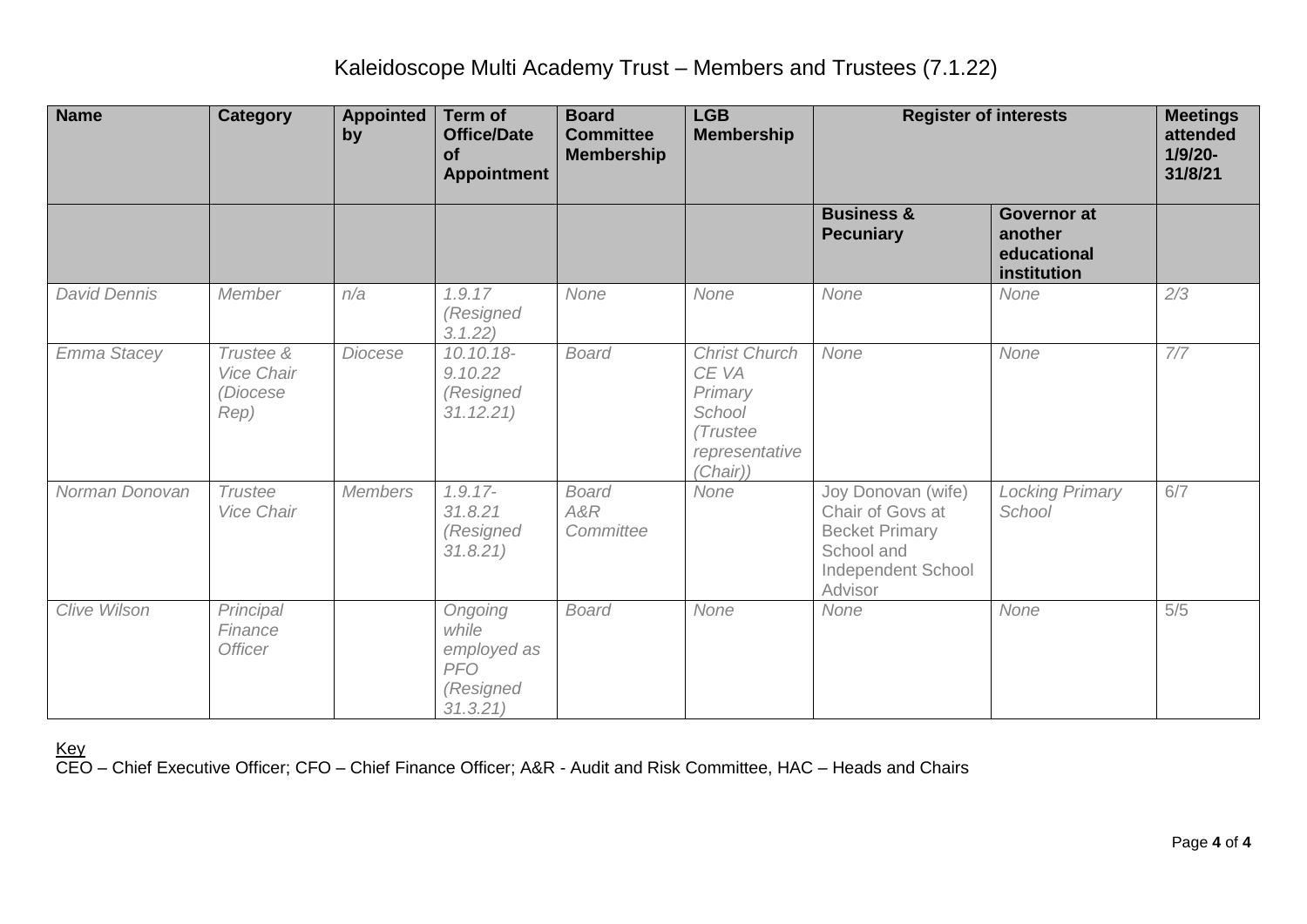# Kaleidoscope Multi Academy Trust – Members and Trustees (7.1.22)

| Name | Category | Appointed by | Term of Office/Date of Appointment | Board Committee Membership | LGB Membership | Register of interests | | Meetings attended 1/9/20-31/8/21 |
|---|---|---|---|---|---|---|---|---|
| | | | | | | **Business & Pecuniary** | **Governor at another educational institution** | |
| *David Dennis* | *Member* | *n/a* | *1.9.17 (Resigned 3.1.22)* | *None* | *None* | *None* | *None* | *2/3* |
| *Emma Stacey* | *Trustee & Vice Chair (Diocese Rep)* | *Diocese* | *10.10.18-9.10.22 (Resigned 31.12.21)* | *Board* | *Christ Church CE VA Primary School (Trustee representative (Chair))* | *None* | *None* | *7/7* |
| *Norman Donovan* | *Trustee Vice Chair* | *Members* | *1.9.17-31.8.21 (Resigned 31.8.21)* | *Board A&R Committee* | *None* | Joy Donovan (wife) Chair of Govs at Becket Primary School and Independent School Advisor | *Locking Primary School* | 6/7 |
| *Clive Wilson* | *Principal Finance Officer* | | *Ongoing while employed as PFO (Resigned 31.3.21)* | *Board* | *None* | *None* | *None* | 5/5 |

Key

CEO – Chief Executive Officer; CFO – Chief Finance Officer; A&R - Audit and Risk Committee, HAC – Heads and Chairs